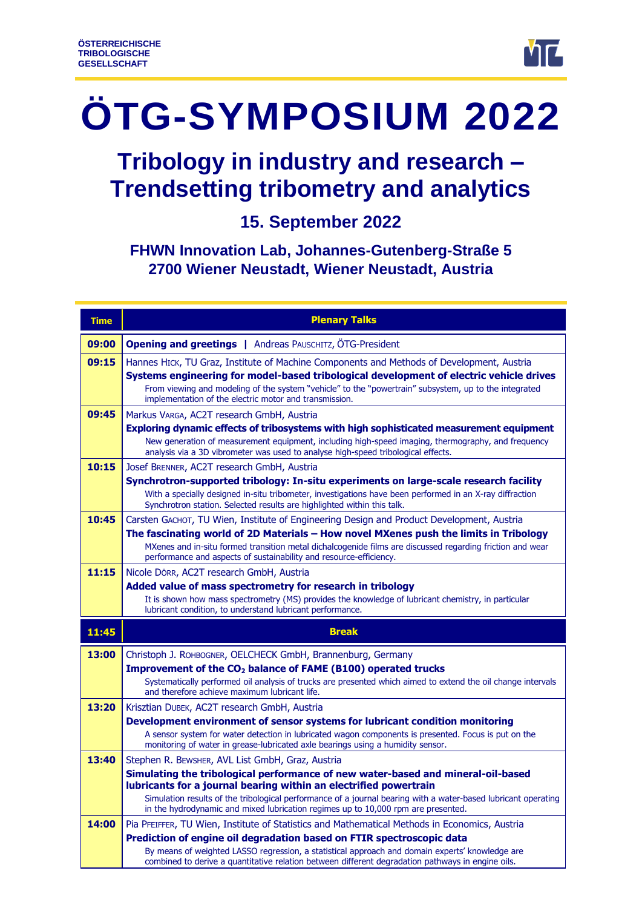ÖSTERREICHISCHE
TRIBOLOGISCHE
GESELLSCHAFT

# ÖTG-SYMPOSIUM 2022

## Tribology in industry and research – Trendsetting tribometry and analytics

### 15. September 2022

### FHWN Innovation Lab, Johannes-Gutenberg-Straße 5
### 2700 Wiener Neustadt, Wiener Neustadt, Austria

| Time | Plenary Talks |
|---|---|
| **09:00** | **Opening and greetings** \| Andreas PAUSCHITZ, ÖTG-President |
| **09:15** | Hannes HICK, TU Graz, Institute of Machine Components and Methods of Development, Austria<br>**Systems engineering for model-based tribological development of electric vehicle drives**<br>From viewing and modeling of the system "vehicle" to the "powertrain" subsystem, up to the integrated implementation of the electric motor and transmission. |
| **09:45** | Markus VARGA, AC2T research GmbH, Austria<br>**Exploring dynamic effects of tribosystems with high sophisticated measurement equipment**<br>New generation of measurement equipment, including high-speed imaging, thermography, and frequency analysis via a 3D vibrometer was used to analyse high-speed tribological effects. |
| **10:15** | Josef BRENNER, AC2T research GmbH, Austria<br>**Synchrotron-supported tribology: In-situ experiments on large-scale research facility**<br>With a specially designed in-situ tribometer, investigations have been performed in an X-ray diffraction Synchrotron station. Selected results are highlighted within this talk. |
| **10:45** | Carsten GACHOT, TU Wien, Institute of Engineering Design and Product Development, Austria<br>**The fascinating world of 2D Materials – How novel MXenes push the limits in Tribology**<br>MXenes and in-situ formed transition metal dichalcogenide films are discussed regarding friction and wear performance and aspects of sustainability and resource-efficiency. |
| **11:15** | Nicole DÖRR, AC2T research GmbH, Austria<br>**Added value of mass spectrometry for research in tribology**<br>It is shown how mass spectrometry (MS) provides the knowledge of lubricant chemistry, in particular lubricant condition, to understand lubricant performance. |
| **11:45** | **Break** |
| **13:00** | Christoph J. ROHBOGNER, OELCHECK GmbH, Brannenburg, Germany<br>**Improvement of the $CO_2$ balance of FAME (B100) operated trucks**<br>Systematically performed oil analysis of trucks are presented which aimed to extend the oil change intervals and therefore achieve maximum lubricant life. |
| **13:20** | Krisztian DUBEK, AC2T research GmbH, Austria<br>**Development environment of sensor systems for lubricant condition monitoring**<br>A sensor system for water detection in lubricated wagon components is presented. Focus is put on the monitoring of water in grease-lubricated axle bearings using a humidity sensor. |
| **13:40** | Stephen R. BEWSHER, AVL List GmbH, Graz, Austria<br>**Simulating the tribological performance of new water-based and mineral-oil-based lubricants for a journal bearing within an electrified powertrain**<br>Simulation results of the tribological performance of a journal bearing with a water-based lubricant operating in the hydrodynamic and mixed lubrication regimes up to 10,000 rpm are presented. |
| **14:00** | Pia PFEIFFER, TU Wien, Institute of Statistics and Mathematical Methods in Economics, Austria<br>**Prediction of engine oil degradation based on FTIR spectroscopic data**<br>By means of weighted LASSO regression, a statistical approach and domain experts' knowledge are combined to derive a quantitative relation between different degradation pathways in engine oils. |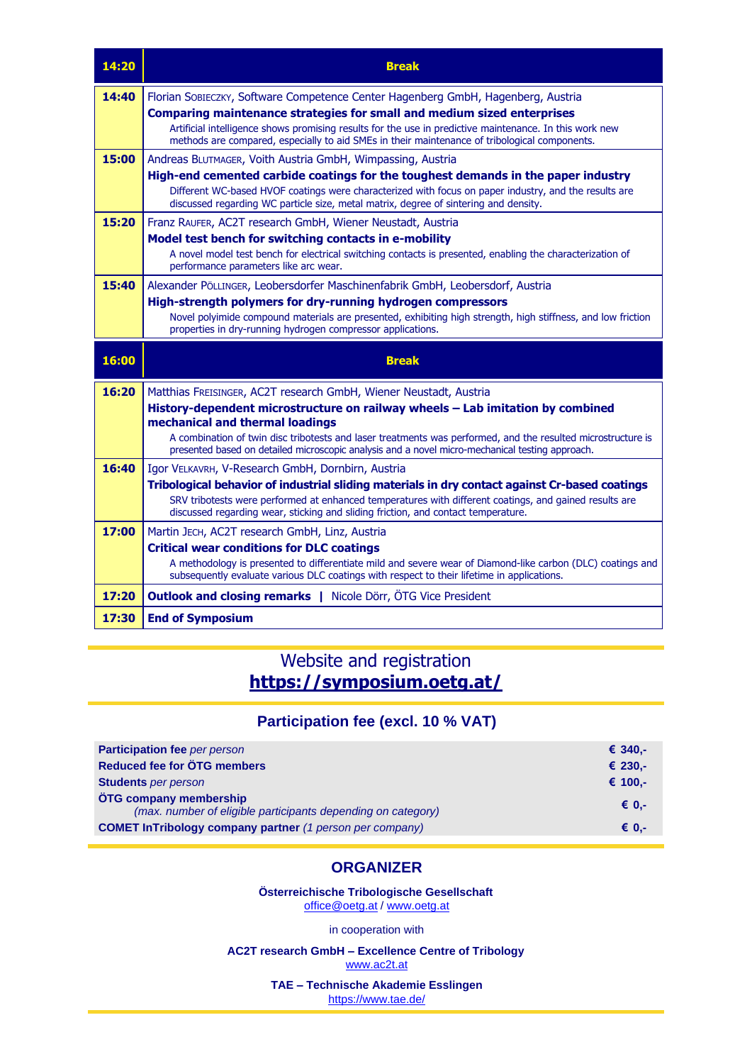| | |
|---|---|
| **14:20** | **Break** |
| **14:40** | Florian SOBIECZKY, Software Competence Center Hagenberg GmbH, Hagenberg, Austria<br>**Comparing maintenance strategies for small and medium sized enterprises**<br>Artificial intelligence shows promising results for the use in predictive maintenance. In this work new methods are compared, especially to aid SMEs in their maintenance of tribological components. |
| **15:00** | Andreas BLUTMAGER, Voith Austria GmbH, Wimpassing, Austria<br>**High-end cemented carbide coatings for the toughest demands in the paper industry**<br>Different WC-based HVOF coatings were characterized with focus on paper industry, and the results are discussed regarding WC particle size, metal matrix, degree of sintering and density. |
| **15:20** | Franz RAUFER, AC2T research GmbH, Wiener Neustadt, Austria<br>**Model test bench for switching contacts in e-mobility**<br>A novel model test bench for electrical switching contacts is presented, enabling the characterization of performance parameters like arc wear. |
| **15:40** | Alexander PÖLLINGER, Leobersdorfer Maschinenfabrik GmbH, Leobersdorf, Austria<br>**High-strength polymers for dry-running hydrogen compressors**<br>Novel polyimide compound materials are presented, exhibiting high strength, high stiffness, and low friction properties in dry-running hydrogen compressor applications. |
| **16:00** | **Break** |
| **16:20** | Matthias FREISINGER, AC2T research GmbH, Wiener Neustadt, Austria<br>**History-dependent microstructure on railway wheels – Lab imitation by combined mechanical and thermal loadings**<br>A combination of twin disc tribotests and laser treatments was performed, and the resulted microstructure is presented based on detailed microscopic analysis and a novel micro-mechanical testing approach. |
| **16:40** | Igor VELKAVRH, V-Research GmbH, Dornbirn, Austria<br>**Tribological behavior of industrial sliding materials in dry contact against Cr-based coatings**<br>SRV tribotests were performed at enhanced temperatures with different coatings, and gained results are discussed regarding wear, sticking and sliding friction, and contact temperature. |
| **17:00** | Martin JECH, AC2T research GmbH, Linz, Austria<br>**Critical wear conditions for DLC coatings**<br>A methodology is presented to differentiate mild and severe wear of Diamond-like carbon (DLC) coatings and subsequently evaluate various DLC coatings with respect to their lifetime in applications. |
| **17:20** | **Outlook and closing remarks \|** Nicole Dörr, ÖTG Vice President |
| **17:30** | **End of Symposium** |

## Website and registration
**https://symposium.oetg.at/**

## Participation fee (excl. 10 % VAT)

| | |
|---|---|
| **Participation fee** *per person* | **€ 340,-** |
| **Reduced fee for ÖTG members** | **€ 230,-** |
| **Students** *per person* | **€ 100,-** |
| **ÖTG company membership**<br>*(max. number of eligible participants depending on category)* | **€ 0,-** |
| **COMET InTribology company partner** *(1 person per company)* | **€ 0,-** |

## ORGANIZER

**Österreichische Tribologische Gesellschaft**
office@oetg.at / www.oetg.at

in cooperation with

**AC2T research GmbH – Excellence Centre of Tribology**
www.ac2t.at

**TAE – Technische Akademie Esslingen**
https://www.tae.de/